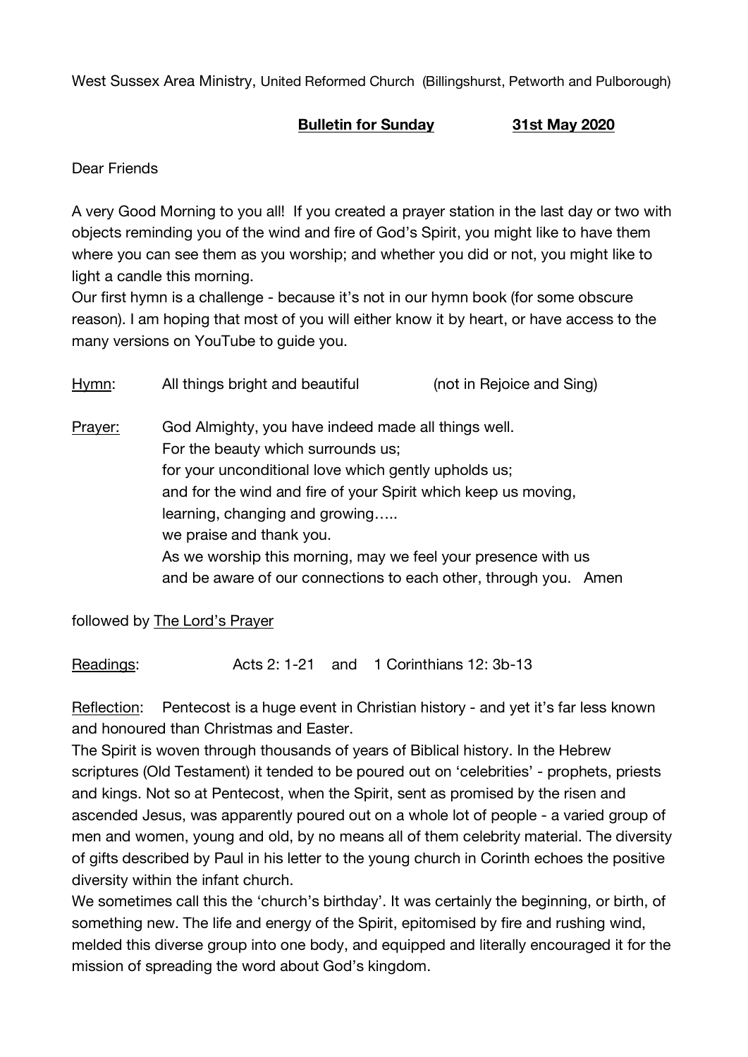West Sussex Area Ministry, United Reformed Church (Billingshurst, Petworth and Pulborough)

**Bulletin for Sunday 31st May 2020**

Dear Friends

A very Good Morning to you all! If you created a prayer station in the last day or two with objects reminding you of the wind and fire of God's Spirit, you might like to have them where you can see them as you worship; and whether you did or not, you might like to light a candle this morning.
Our first hymn is a challenge - because it's not in our hymn book (for some obscure reason). I am hoping that most of you will either know it by heart, or have access to the many versions on YouTube to guide you.

Hymn: All things bright and beautiful (not in Rejoice and Sing)

Prayer: God Almighty, you have indeed made all things well.
For the beauty which surrounds us;
for your unconditional love which gently upholds us;
and for the wind and fire of your Spirit which keep us moving,
learning, changing and growing.....
we praise and thank you.
As we worship this morning, may we feel your presence with us
and be aware of our connections to each other, through you. Amen

followed by The Lord's Prayer

Readings: Acts 2: 1-21 and 1 Corinthians 12: 3b-13

Reflection: Pentecost is a huge event in Christian history - and yet it's far less known and honoured than Christmas and Easter.
The Spirit is woven through thousands of years of Biblical history. In the Hebrew scriptures (Old Testament) it tended to be poured out on 'celebrities' - prophets, priests and kings. Not so at Pentecost, when the Spirit, sent as promised by the risen and ascended Jesus, was apparently poured out on a whole lot of people - a varied group of men and women, young and old, by no means all of them celebrity material. The diversity of gifts described by Paul in his letter to the young church in Corinth echoes the positive diversity within the infant church.
We sometimes call this the 'church's birthday'. It was certainly the beginning, or birth, of something new. The life and energy of the Spirit, epitomised by fire and rushing wind, melded this diverse group into one body, and equipped and literally encouraged it for the mission of spreading the word about God's kingdom.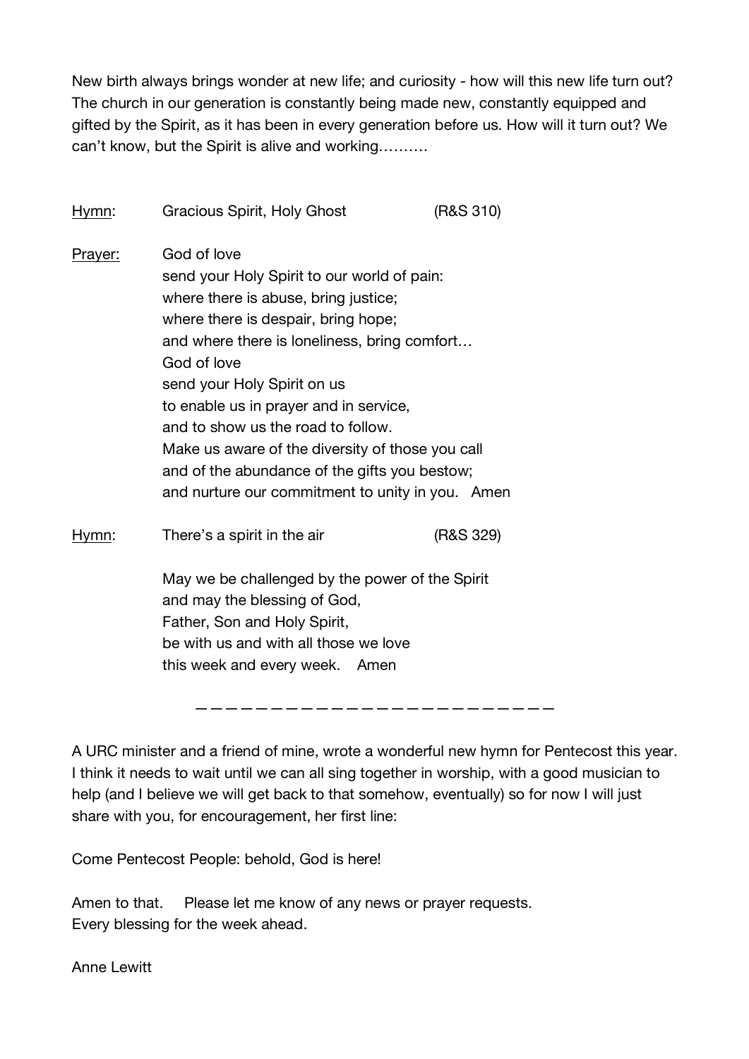New birth always brings wonder at new life; and curiosity - how will this new life turn out? The church in our generation is constantly being made new, constantly equipped and gifted by the Spirit, as it has been in every generation before us. How will it turn out? We can't know, but the Spirit is alive and working……….

<u>Hymn</u>: Gracious Spirit, Holy Ghost (R&S 310)

<u>Prayer:</u>

God of love  
send your Holy Spirit to our world of pain:  
where there is abuse, bring justice;  
where there is despair, bring hope;  
and where there is loneliness, bring comfort…  
God of love  
send your Holy Spirit on us  
to enable us in prayer and in service,  
and to show us the road to follow.  
Make us aware of the diversity of those you call  
and of the abundance of the gifts you bestow;  
and nurture our commitment to unity in you. Amen

<u>Hymn</u>: There's a spirit in the air (R&S 329)

May we be challenged by the power of the Spirit  
and may the blessing of God,  
Father, Son and Holy Spirit,  
be with us and with all those we love  
this week and every week. Amen

————————————————————————

A URC minister and a friend of mine, wrote a wonderful new hymn for Pentecost this year. I think it needs to wait until we can all sing together in worship, with a good musician to help (and I believe we will get back to that somehow, eventually) so for now I will just share with you, for encouragement, her first line:

Come Pentecost People: behold, God is here!

Amen to that. Please let me know of any news or prayer requests.  
Every blessing for the week ahead.

Anne Lewitt